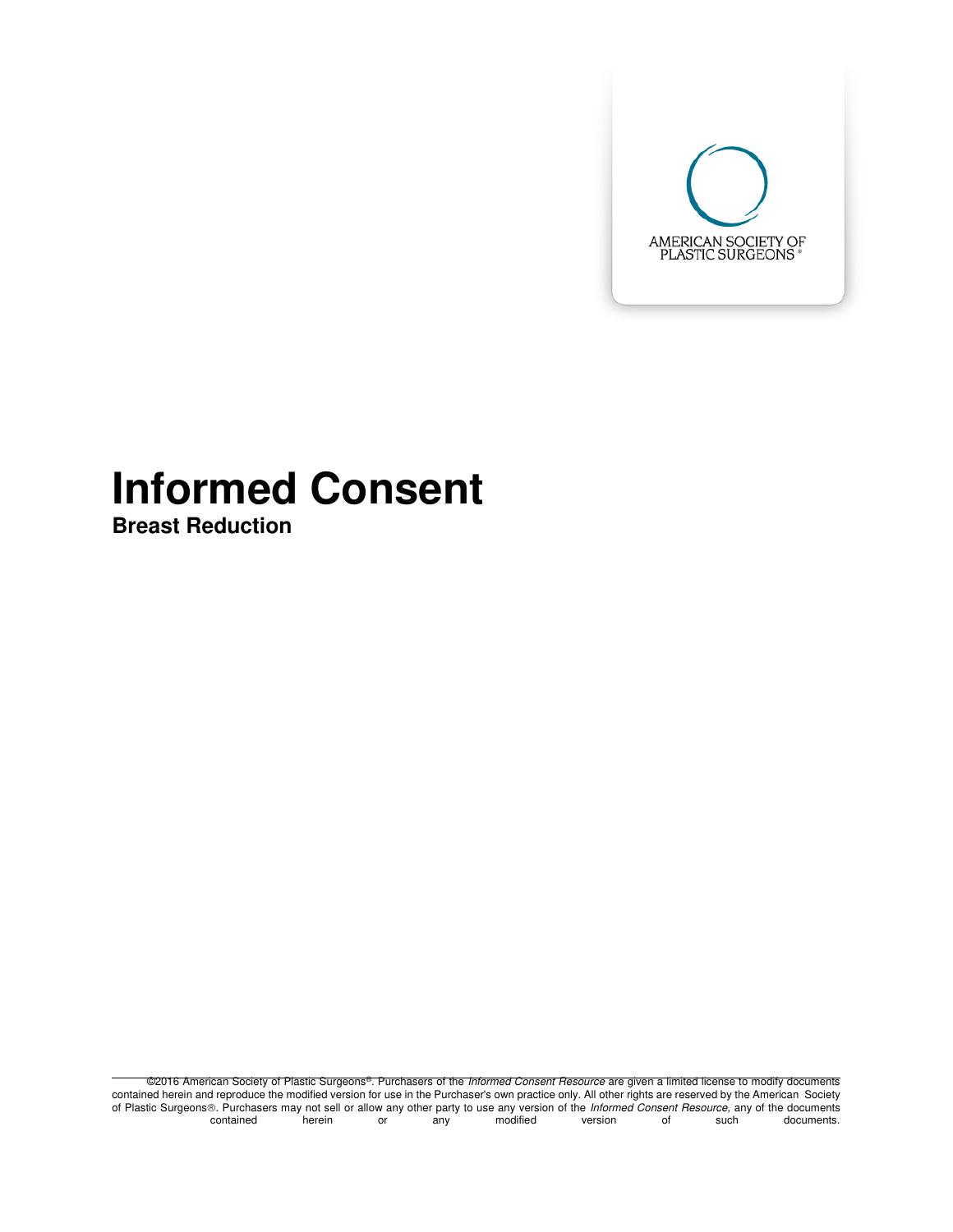AMERICAN SOCIETY OF PLASTIC SURGEONS®

# Informed Consent

**Breast Reduction**

©2016 American Society of Plastic Surgeons®. Purchasers of the *Informed Consent Resource* are given a limited license to modify documents contained herein and reproduce the modified version for use in the Purchaser's own practice only. All other rights are reserved by the American Society of Plastic Surgeons®. Purchasers may not sell or allow any other party to use any version of the *Informed Consent Resource*, any of the documents contained herein or any modified version of such documents.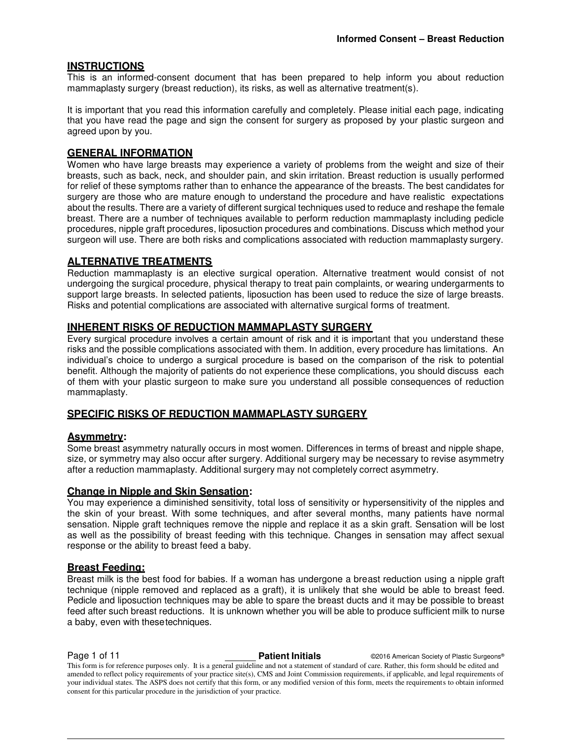## INSTRUCTIONS

This is an informed-consent document that has been prepared to help inform you about reduction mammaplasty surgery (breast reduction), its risks, as well as alternative treatment(s).

It is important that you read this information carefully and completely. Please initial each page, indicating that you have read the page and sign the consent for surgery as proposed by your plastic surgeon and agreed upon by you.

## GENERAL INFORMATION

Women who have large breasts may experience a variety of problems from the weight and size of their breasts, such as back, neck, and shoulder pain, and skin irritation. Breast reduction is usually performed for relief of these symptoms rather than to enhance the appearance of the breasts. The best candidates for surgery are those who are mature enough to understand the procedure and have realistic expectations about the results. There are a variety of different surgical techniques used to reduce and reshape the female breast. There are a number of techniques available to perform reduction mammaplasty including pedicle procedures, nipple graft procedures, liposuction procedures and combinations. Discuss which method your surgeon will use. There are both risks and complications associated with reduction mammaplasty surgery.

## ALTERNATIVE TREATMENTS

Reduction mammaplasty is an elective surgical operation. Alternative treatment would consist of not undergoing the surgical procedure, physical therapy to treat pain complaints, or wearing undergarments to support large breasts. In selected patients, liposuction has been used to reduce the size of large breasts. Risks and potential complications are associated with alternative surgical forms of treatment.

## INHERENT RISKS OF REDUCTION MAMMAPLASTY SURGERY

Every surgical procedure involves a certain amount of risk and it is important that you understand these risks and the possible complications associated with them. In addition, every procedure has limitations. An individual's choice to undergo a surgical procedure is based on the comparison of the risk to potential benefit. Although the majority of patients do not experience these complications, you should discuss each of them with your plastic surgeon to make sure you understand all possible consequences of reduction mammaplasty.

## SPECIFIC RISKS OF REDUCTION MAMMAPLASTY SURGERY

### Asymmetry:

Some breast asymmetry naturally occurs in most women. Differences in terms of breast and nipple shape, size, or symmetry may also occur after surgery. Additional surgery may be necessary to revise asymmetry after a reduction mammaplasty. Additional surgery may not completely correct asymmetry.

### Change in Nipple and Skin Sensation:

You may experience a diminished sensitivity, total loss of sensitivity or hypersensitivity of the nipples and the skin of your breast. With some techniques, and after several months, many patients have normal sensation. Nipple graft techniques remove the nipple and replace it as a skin graft. Sensation will be lost as well as the possibility of breast feeding with this technique. Changes in sensation may affect sexual response or the ability to breast feed a baby.

### Breast Feeding:

Breast milk is the best food for babies. If a woman has undergone a breast reduction using a nipple graft technique (nipple removed and replaced as a graft), it is unlikely that she would be able to breast feed. Pedicle and liposuction techniques may be able to spare the breast ducts and it may be possible to breast feed after such breast reductions. It is unknown whether you will be able to produce sufficient milk to nurse a baby, even with these techniques.

______ **Patient Initials**

This form is for reference purposes only. It is a general guideline and not a statement of standard of care. Rather, this form should be edited and amended to reflect policy requirements of your practice site(s), CMS and Joint Commission requirements, if applicable, and legal requirements of your individual states. The ASPS does not certify that this form, or any modified version of this form, meets the requirements to obtain informed consent for this particular procedure in the jurisdiction of your practice.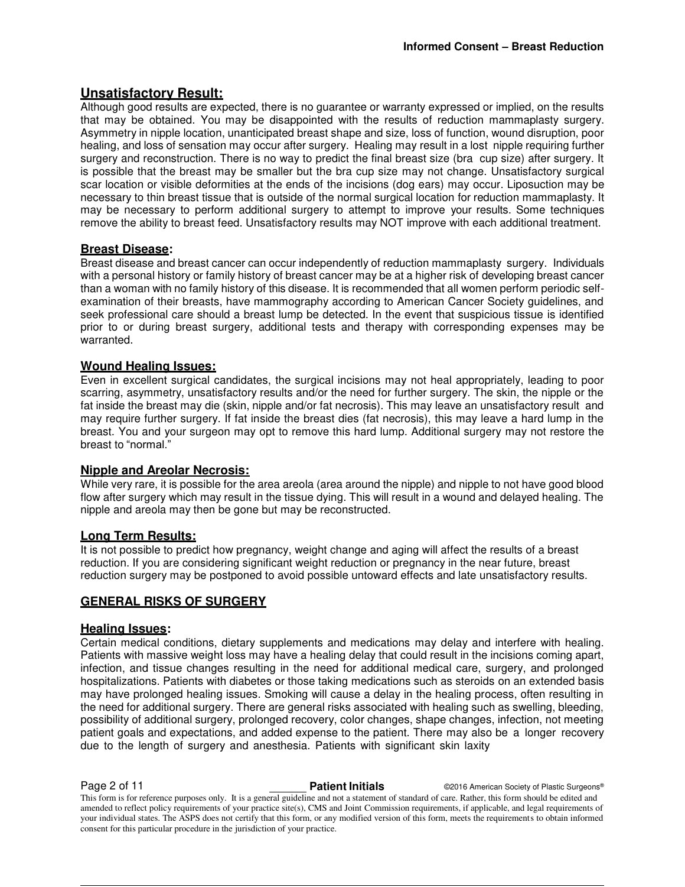## Unsatisfactory Result:

Although good results are expected, there is no guarantee or warranty expressed or implied, on the results that may be obtained. You may be disappointed with the results of reduction mammaplasty surgery. Asymmetry in nipple location, unanticipated breast shape and size, loss of function, wound disruption, poor healing, and loss of sensation may occur after surgery. Healing may result in a lost nipple requiring further surgery and reconstruction. There is no way to predict the final breast size (bra cup size) after surgery. It is possible that the breast may be smaller but the bra cup size may not change. Unsatisfactory surgical scar location or visible deformities at the ends of the incisions (dog ears) may occur. Liposuction may be necessary to thin breast tissue that is outside of the normal surgical location for reduction mammaplasty. It may be necessary to perform additional surgery to attempt to improve your results. Some techniques remove the ability to breast feed. Unsatisfactory results may NOT improve with each additional treatment.

## Breast Disease:

Breast disease and breast cancer can occur independently of reduction mammaplasty surgery. Individuals with a personal history or family history of breast cancer may be at a higher risk of developing breast cancer than a woman with no family history of this disease. It is recommended that all women perform periodic self-examination of their breasts, have mammography according to American Cancer Society guidelines, and seek professional care should a breast lump be detected. In the event that suspicious tissue is identified prior to or during breast surgery, additional tests and therapy with corresponding expenses may be warranted.

## Wound Healing Issues:

Even in excellent surgical candidates, the surgical incisions may not heal appropriately, leading to poor scarring, asymmetry, unsatisfactory results and/or the need for further surgery. The skin, the nipple or the fat inside the breast may die (skin, nipple and/or fat necrosis). This may leave an unsatisfactory result and may require further surgery. If fat inside the breast dies (fat necrosis), this may leave a hard lump in the breast. You and your surgeon may opt to remove this hard lump. Additional surgery may not restore the breast to "normal."

## Nipple and Areolar Necrosis:

While very rare, it is possible for the area areola (area around the nipple) and nipple to not have good blood flow after surgery which may result in the tissue dying. This will result in a wound and delayed healing. The nipple and areola may then be gone but may be reconstructed.

## Long Term Results:

It is not possible to predict how pregnancy, weight change and aging will affect the results of a breast reduction. If you are considering significant weight reduction or pregnancy in the near future, breast reduction surgery may be postponed to avoid possible untoward effects and late unsatisfactory results.

# GENERAL RISKS OF SURGERY

## Healing Issues:

Certain medical conditions, dietary supplements and medications may delay and interfere with healing. Patients with massive weight loss may have a healing delay that could result in the incisions coming apart, infection, and tissue changes resulting in the need for additional medical care, surgery, and prolonged hospitalizations. Patients with diabetes or those taking medications such as steroids on an extended basis may have prolonged healing issues. Smoking will cause a delay in the healing process, often resulting in the need for additional surgery. There are general risks associated with healing such as swelling, bleeding, possibility of additional surgery, prolonged recovery, color changes, shape changes, infection, not meeting patient goals and expectations, and added expense to the patient. There may also be a longer recovery due to the length of surgery and anesthesia. Patients with significant skin laxity

______ **Patient Initials**

This form is for reference purposes only. It is a general guideline and not a statement of standard of care. Rather, this form should be edited and amended to reflect policy requirements of your practice site(s), CMS and Joint Commission requirements, if applicable, and legal requirements of your individual states. The ASPS does not certify that this form, or any modified version of this form, meets the requirements to obtain informed consent for this particular procedure in the jurisdiction of your practice.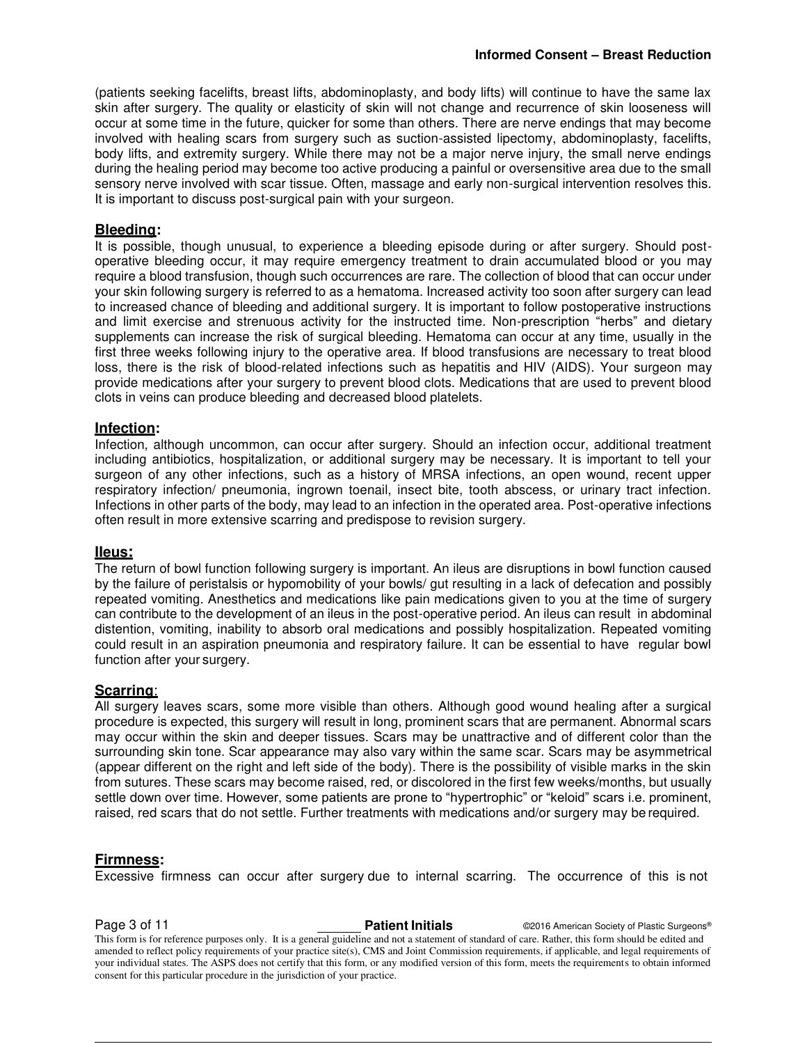(patients seeking facelifts, breast lifts, abdominoplasty, and body lifts) will continue to have the same lax skin after surgery. The quality or elasticity of skin will not change and recurrence of skin looseness will occur at some time in the future, quicker for some than others. There are nerve endings that may become involved with healing scars from surgery such as suction-assisted lipectomy, abdominoplasty, facelifts, body lifts, and extremity surgery. While there may not be a major nerve injury, the small nerve endings during the healing period may become too active producing a painful or oversensitive area due to the small sensory nerve involved with scar tissue. Often, massage and early non-surgical intervention resolves this. It is important to discuss post-surgical pain with your surgeon.

**Bleeding:**
It is possible, though unusual, to experience a bleeding episode during or after surgery. Should post-operative bleeding occur, it may require emergency treatment to drain accumulated blood or you may require a blood transfusion, though such occurrences are rare. The collection of blood that can occur under your skin following surgery is referred to as a hematoma. Increased activity too soon after surgery can lead to increased chance of bleeding and additional surgery. It is important to follow postoperative instructions and limit exercise and strenuous activity for the instructed time. Non-prescription "herbs" and dietary supplements can increase the risk of surgical bleeding. Hematoma can occur at any time, usually in the first three weeks following injury to the operative area. If blood transfusions are necessary to treat blood loss, there is the risk of blood-related infections such as hepatitis and HIV (AIDS). Your surgeon may provide medications after your surgery to prevent blood clots. Medications that are used to prevent blood clots in veins can produce bleeding and decreased blood platelets.

**Infection:**
Infection, although uncommon, can occur after surgery. Should an infection occur, additional treatment including antibiotics, hospitalization, or additional surgery may be necessary. It is important to tell your surgeon of any other infections, such as a history of MRSA infections, an open wound, recent upper respiratory infection/ pneumonia, ingrown toenail, insect bite, tooth abscess, or urinary tract infection. Infections in other parts of the body, may lead to an infection in the operated area. Post-operative infections often result in more extensive scarring and predispose to revision surgery.

**Ileus:**
The return of bowl function following surgery is important. An ileus are disruptions in bowl function caused by the failure of peristalsis or hypomobility of your bowls/ gut resulting in a lack of defecation and possibly repeated vomiting. Anesthetics and medications like pain medications given to you at the time of surgery can contribute to the development of an ileus in the post-operative period. An ileus can result in abdominal distention, vomiting, inability to absorb oral medications and possibly hospitalization. Repeated vomiting could result in an aspiration pneumonia and respiratory failure. It can be essential to have regular bowl function after your surgery.

**Scarring:**
All surgery leaves scars, some more visible than others. Although good wound healing after a surgical procedure is expected, this surgery will result in long, prominent scars that are permanent. Abnormal scars may occur within the skin and deeper tissues. Scars may be unattractive and of different color than the surrounding skin tone. Scar appearance may also vary within the same scar. Scars may be asymmetrical (appear different on the right and left side of the body). There is the possibility of visible marks in the skin from sutures. These scars may become raised, red, or discolored in the first few weeks/months, but usually settle down over time. However, some patients are prone to "hypertrophic" or "keloid" scars i.e. prominent, raised, red scars that do not settle. Further treatments with medications and/or surgery may be required.

**Firmness:**
Excessive firmness can occur after surgery due to internal scarring. The occurrence of this is not

_______ **Patient Initials**

This form is for reference purposes only. It is a general guideline and not a statement of standard of care. Rather, this form should be edited and amended to reflect policy requirements of your practice site(s), CMS and Joint Commission requirements, if applicable, and legal requirements of your individual states. The ASPS does not certify that this form, or any modified version of this form, meets the requirements to obtain informed consent for this particular procedure in the jurisdiction of your practice.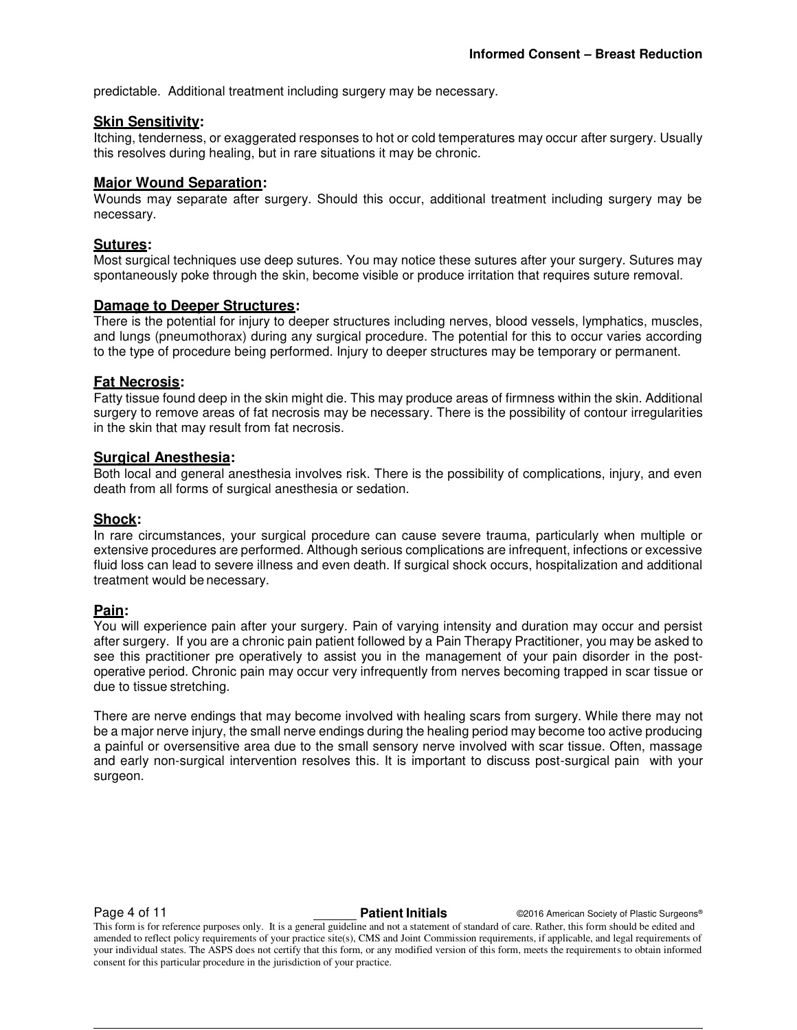predictable.  Additional treatment including surgery may be necessary.

**Skin Sensitivity:**
Itching, tenderness, or exaggerated responses to hot or cold temperatures may occur after surgery. Usually this resolves during healing, but in rare situations it may be chronic.

**Major Wound Separation:**
Wounds may separate after surgery. Should this occur, additional treatment including surgery may be necessary.

**Sutures:**
Most surgical techniques use deep sutures. You may notice these sutures after your surgery. Sutures may spontaneously poke through the skin, become visible or produce irritation that requires suture removal.

**Damage to Deeper Structures:**
There is the potential for injury to deeper structures including nerves, blood vessels, lymphatics, muscles, and lungs (pneumothorax) during any surgical procedure. The potential for this to occur varies according to the type of procedure being performed. Injury to deeper structures may be temporary or permanent.

**Fat Necrosis:**
Fatty tissue found deep in the skin might die. This may produce areas of firmness within the skin. Additional surgery to remove areas of fat necrosis may be necessary. There is the possibility of contour irregularities in the skin that may result from fat necrosis.

**Surgical Anesthesia:**
Both local and general anesthesia involves risk. There is the possibility of complications, injury, and even death from all forms of surgical anesthesia or sedation.

**Shock:**
In rare circumstances, your surgical procedure can cause severe trauma, particularly when multiple or extensive procedures are performed. Although serious complications are infrequent, infections or excessive fluid loss can lead to severe illness and even death. If surgical shock occurs, hospitalization and additional treatment would be necessary.

**Pain:**
You will experience pain after your surgery. Pain of varying intensity and duration may occur and persist after surgery.  If you are a chronic pain patient followed by a Pain Therapy Practitioner, you may be asked to see this practitioner pre operatively to assist you in the management of your pain disorder in the post-operative period. Chronic pain may occur very infrequently from nerves becoming trapped in scar tissue or due to tissue stretching.

There are nerve endings that may become involved with healing scars from surgery. While there may not be a major nerve injury, the small nerve endings during the healing period may become too active producing a painful or oversensitive area due to the small sensory nerve involved with scar tissue. Often, massage and early non-surgical intervention resolves this. It is important to discuss post-surgical pain  with your surgeon.

_______ **Patient Initials**

This form is for reference purposes only.  It is a general guideline and not a statement of standard of care. Rather, this form should be edited and amended to reflect policy requirements of your practice site(s), CMS and Joint Commission requirements, if applicable, and legal requirements of your individual states. The ASPS does not certify that this form, or any modified version of this form, meets the requirements to obtain informed consent for this particular procedure in the jurisdiction of your practice.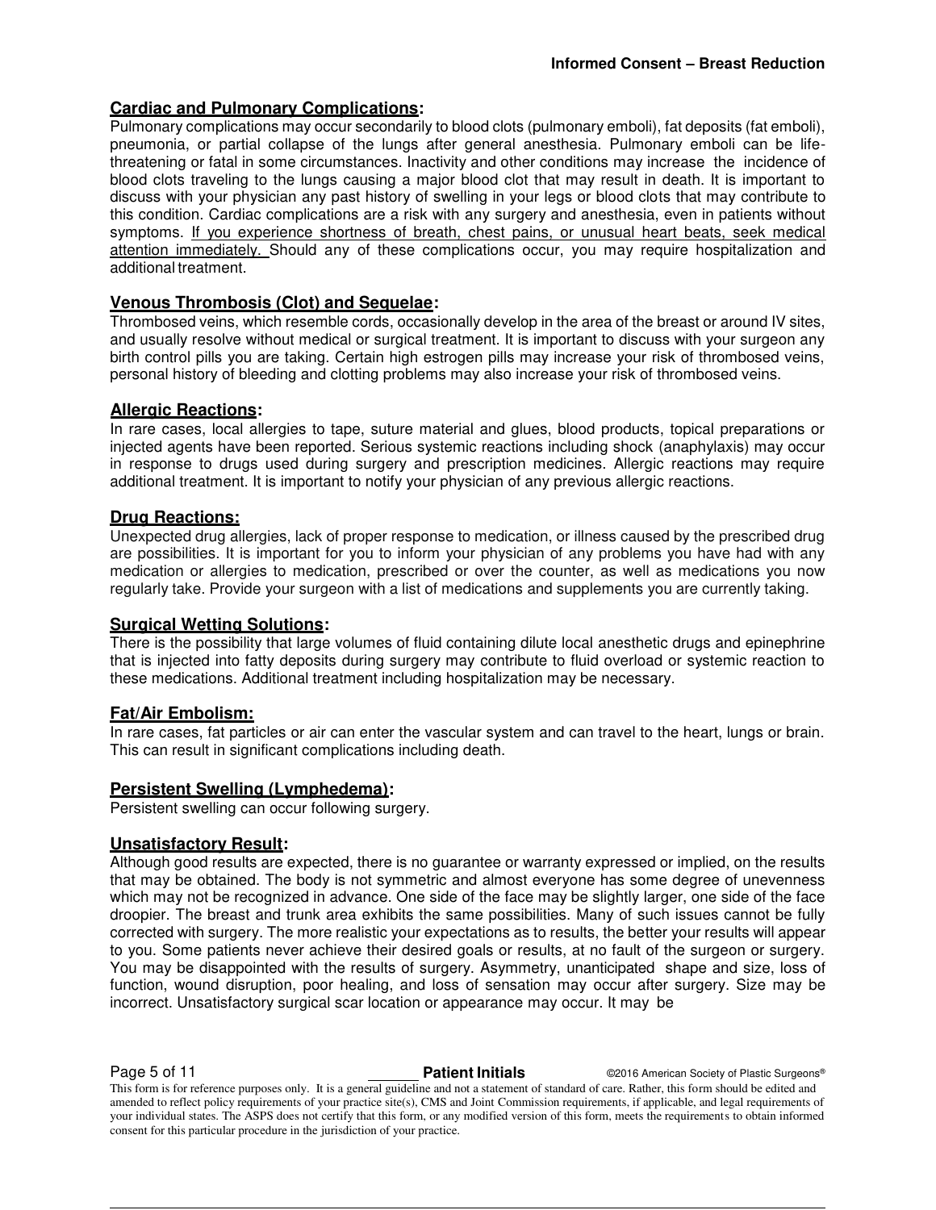### Cardiac and Pulmonary Complications:

Pulmonary complications may occur secondarily to blood clots (pulmonary emboli), fat deposits (fat emboli), pneumonia, or partial collapse of the lungs after general anesthesia. Pulmonary emboli can be life-threatening or fatal in some circumstances. Inactivity and other conditions may increase the incidence of blood clots traveling to the lungs causing a major blood clot that may result in death. It is important to discuss with your physician any past history of swelling in your legs or blood clots that may contribute to this condition. Cardiac complications are a risk with any surgery and anesthesia, even in patients without symptoms. If you experience shortness of breath, chest pains, or unusual heart beats, seek medical attention immediately. Should any of these complications occur, you may require hospitalization and additional treatment.

### Venous Thrombosis (Clot) and Sequelae:

Thrombosed veins, which resemble cords, occasionally develop in the area of the breast or around IV sites, and usually resolve without medical or surgical treatment. It is important to discuss with your surgeon any birth control pills you are taking. Certain high estrogen pills may increase your risk of thrombosed veins, personal history of bleeding and clotting problems may also increase your risk of thrombosed veins.

### Allergic Reactions:

In rare cases, local allergies to tape, suture material and glues, blood products, topical preparations or injected agents have been reported. Serious systemic reactions including shock (anaphylaxis) may occur in response to drugs used during surgery and prescription medicines. Allergic reactions may require additional treatment. It is important to notify your physician of any previous allergic reactions.

### Drug Reactions:

Unexpected drug allergies, lack of proper response to medication, or illness caused by the prescribed drug are possibilities. It is important for you to inform your physician of any problems you have had with any medication or allergies to medication, prescribed or over the counter, as well as medications you now regularly take. Provide your surgeon with a list of medications and supplements you are currently taking.

### Surgical Wetting Solutions:

There is the possibility that large volumes of fluid containing dilute local anesthetic drugs and epinephrine that is injected into fatty deposits during surgery may contribute to fluid overload or systemic reaction to these medications. Additional treatment including hospitalization may be necessary.

### Fat/Air Embolism:

In rare cases, fat particles or air can enter the vascular system and can travel to the heart, lungs or brain. This can result in significant complications including death.

### Persistent Swelling (Lymphedema):

Persistent swelling can occur following surgery.

### Unsatisfactory Result:

Although good results are expected, there is no guarantee or warranty expressed or implied, on the results that may be obtained. The body is not symmetric and almost everyone has some degree of unevenness which may not be recognized in advance. One side of the face may be slightly larger, one side of the face droopier. The breast and trunk area exhibits the same possibilities. Many of such issues cannot be fully corrected with surgery. The more realistic your expectations as to results, the better your results will appear to you. Some patients never achieve their desired goals or results, at no fault of the surgeon or surgery. You may be disappointed with the results of surgery. Asymmetry, unanticipated shape and size, loss of function, wound disruption, poor healing, and loss of sensation may occur after surgery. Size may be incorrect. Unsatisfactory surgical scar location or appearance may occur. It may be

_______ **Patient Initials**

This form is for reference purposes only. It is a general guideline and not a statement of standard of care. Rather, this form should be edited and amended to reflect policy requirements of your practice site(s), CMS and Joint Commission requirements, if applicable, and legal requirements of your individual states. The ASPS does not certify that this form, or any modified version of this form, meets the requirements to obtain informed consent for this particular procedure in the jurisdiction of your practice.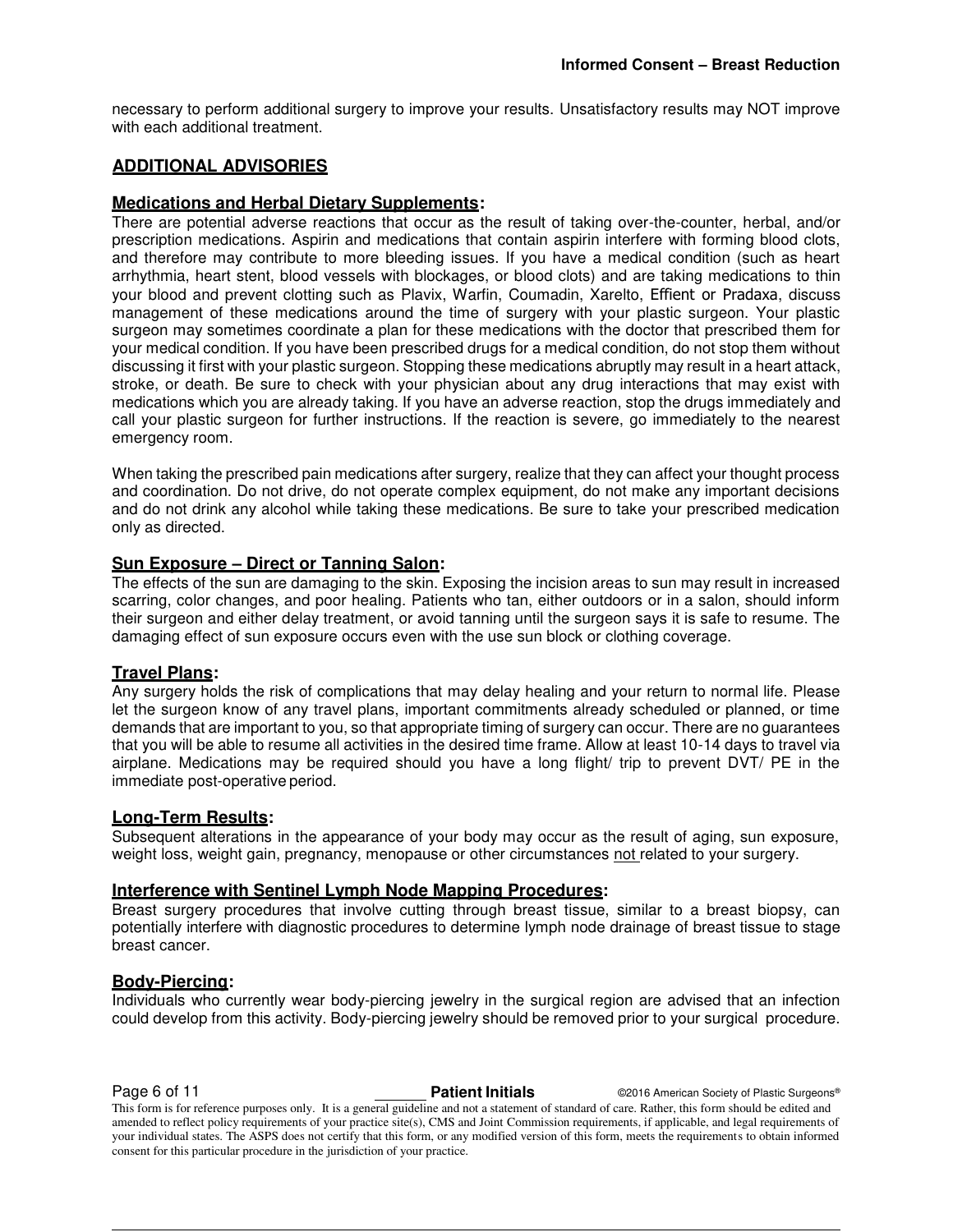necessary to perform additional surgery to improve your results. Unsatisfactory results may NOT improve with each additional treatment.

## ADDITIONAL ADVISORIES

### Medications and Herbal Dietary Supplements:

There are potential adverse reactions that occur as the result of taking over-the-counter, herbal, and/or prescription medications. Aspirin and medications that contain aspirin interfere with forming blood clots, and therefore may contribute to more bleeding issues. If you have a medical condition (such as heart arrhythmia, heart stent, blood vessels with blockages, or blood clots) and are taking medications to thin your blood and prevent clotting such as Plavix, Warfin, Coumadin, Xarelto, Effient or Pradaxa, discuss management of these medications around the time of surgery with your plastic surgeon. Your plastic surgeon may sometimes coordinate a plan for these medications with the doctor that prescribed them for your medical condition. If you have been prescribed drugs for a medical condition, do not stop them without discussing it first with your plastic surgeon. Stopping these medications abruptly may result in a heart attack, stroke, or death. Be sure to check with your physician about any drug interactions that may exist with medications which you are already taking. If you have an adverse reaction, stop the drugs immediately and call your plastic surgeon for further instructions. If the reaction is severe, go immediately to the nearest emergency room.

When taking the prescribed pain medications after surgery, realize that they can affect your thought process and coordination. Do not drive, do not operate complex equipment, do not make any important decisions and do not drink any alcohol while taking these medications. Be sure to take your prescribed medication only as directed.

### Sun Exposure – Direct or Tanning Salon:

The effects of the sun are damaging to the skin. Exposing the incision areas to sun may result in increased scarring, color changes, and poor healing. Patients who tan, either outdoors or in a salon, should inform their surgeon and either delay treatment, or avoid tanning until the surgeon says it is safe to resume. The damaging effect of sun exposure occurs even with the use sun block or clothing coverage.

### Travel Plans:

Any surgery holds the risk of complications that may delay healing and your return to normal life. Please let the surgeon know of any travel plans, important commitments already scheduled or planned, or time demands that are important to you, so that appropriate timing of surgery can occur. There are no guarantees that you will be able to resume all activities in the desired time frame. Allow at least 10-14 days to travel via airplane. Medications may be required should you have a long flight/ trip to prevent DVT/ PE in the immediate post-operative period.

### Long-Term Results:

Subsequent alterations in the appearance of your body may occur as the result of aging, sun exposure, weight loss, weight gain, pregnancy, menopause or other circumstances not related to your surgery.

### Interference with Sentinel Lymph Node Mapping Procedures:

Breast surgery procedures that involve cutting through breast tissue, similar to a breast biopsy, can potentially interfere with diagnostic procedures to determine lymph node drainage of breast tissue to stage breast cancer.

### Body-Piercing:

Individuals who currently wear body-piercing jewelry in the surgical region are advised that an infection could develop from this activity. Body-piercing jewelry should be removed prior to your surgical procedure.

______ **Patient Initials**

This form is for reference purposes only. It is a general guideline and not a statement of standard of care. Rather, this form should be edited and amended to reflect policy requirements of your practice site(s), CMS and Joint Commission requirements, if applicable, and legal requirements of your individual states. The ASPS does not certify that this form, or any modified version of this form, meets the requirements to obtain informed consent for this particular procedure in the jurisdiction of your practice.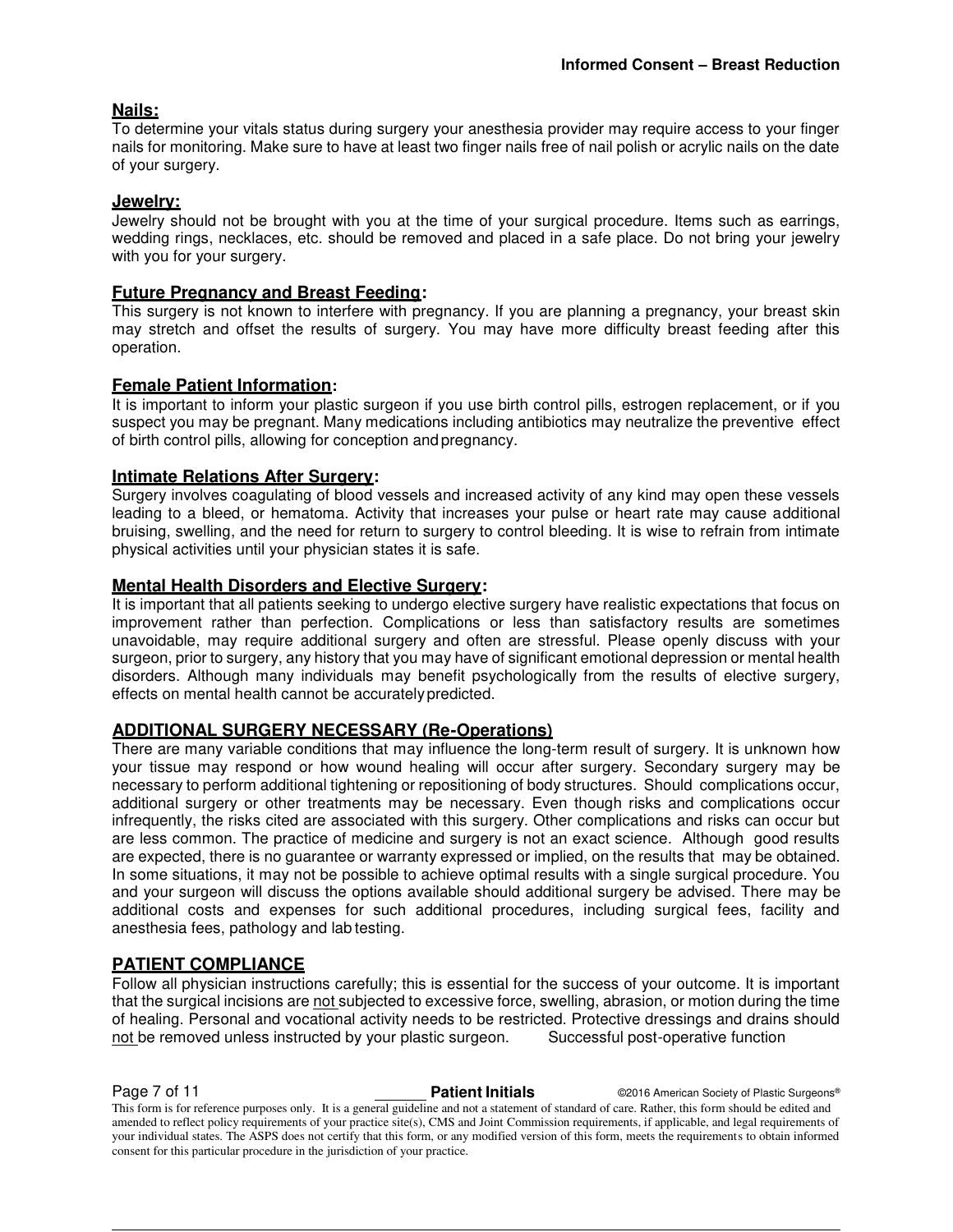## Nails:

To determine your vitals status during surgery your anesthesia provider may require access to your finger nails for monitoring. Make sure to have at least two finger nails free of nail polish or acrylic nails on the date of your surgery.

## Jewelry:

Jewelry should not be brought with you at the time of your surgical procedure. Items such as earrings, wedding rings, necklaces, etc. should be removed and placed in a safe place. Do not bring your jewelry with you for your surgery.

## Future Pregnancy and Breast Feeding:

This surgery is not known to interfere with pregnancy. If you are planning a pregnancy, your breast skin may stretch and offset the results of surgery. You may have more difficulty breast feeding after this operation.

## Female Patient Information:

It is important to inform your plastic surgeon if you use birth control pills, estrogen replacement, or if you suspect you may be pregnant. Many medications including antibiotics may neutralize the preventive effect of birth control pills, allowing for conception and pregnancy.

## Intimate Relations After Surgery:

Surgery involves coagulating of blood vessels and increased activity of any kind may open these vessels leading to a bleed, or hematoma. Activity that increases your pulse or heart rate may cause additional bruising, swelling, and the need for return to surgery to control bleeding. It is wise to refrain from intimate physical activities until your physician states it is safe.

## Mental Health Disorders and Elective Surgery:

It is important that all patients seeking to undergo elective surgery have realistic expectations that focus on improvement rather than perfection. Complications or less than satisfactory results are sometimes unavoidable, may require additional surgery and often are stressful. Please openly discuss with your surgeon, prior to surgery, any history that you may have of significant emotional depression or mental health disorders. Although many individuals may benefit psychologically from the results of elective surgery, effects on mental health cannot be accurately predicted.

## ADDITIONAL SURGERY NECESSARY (Re-Operations)

There are many variable conditions that may influence the long-term result of surgery. It is unknown how your tissue may respond or how wound healing will occur after surgery. Secondary surgery may be necessary to perform additional tightening or repositioning of body structures. Should complications occur, additional surgery or other treatments may be necessary. Even though risks and complications occur infrequently, the risks cited are associated with this surgery. Other complications and risks can occur but are less common. The practice of medicine and surgery is not an exact science. Although good results are expected, there is no guarantee or warranty expressed or implied, on the results that may be obtained. In some situations, it may not be possible to achieve optimal results with a single surgical procedure. You and your surgeon will discuss the options available should additional surgery be advised. There may be additional costs and expenses for such additional procedures, including surgical fees, facility and anesthesia fees, pathology and lab testing.

## PATIENT COMPLIANCE

Follow all physician instructions carefully; this is essential for the success of your outcome. It is important that the surgical incisions are not subjected to excessive force, swelling, abrasion, or motion during the time of healing. Personal and vocational activity needs to be restricted. Protective dressings and drains should not be removed unless instructed by your plastic surgeon. Successful post-operative function

______ **Patient Initials**

This form is for reference purposes only. It is a general guideline and not a statement of standard of care. Rather, this form should be edited and amended to reflect policy requirements of your practice site(s), CMS and Joint Commission requirements, if applicable, and legal requirements of your individual states. The ASPS does not certify that this form, or any modified version of this form, meets the requirements to obtain informed consent for this particular procedure in the jurisdiction of your practice.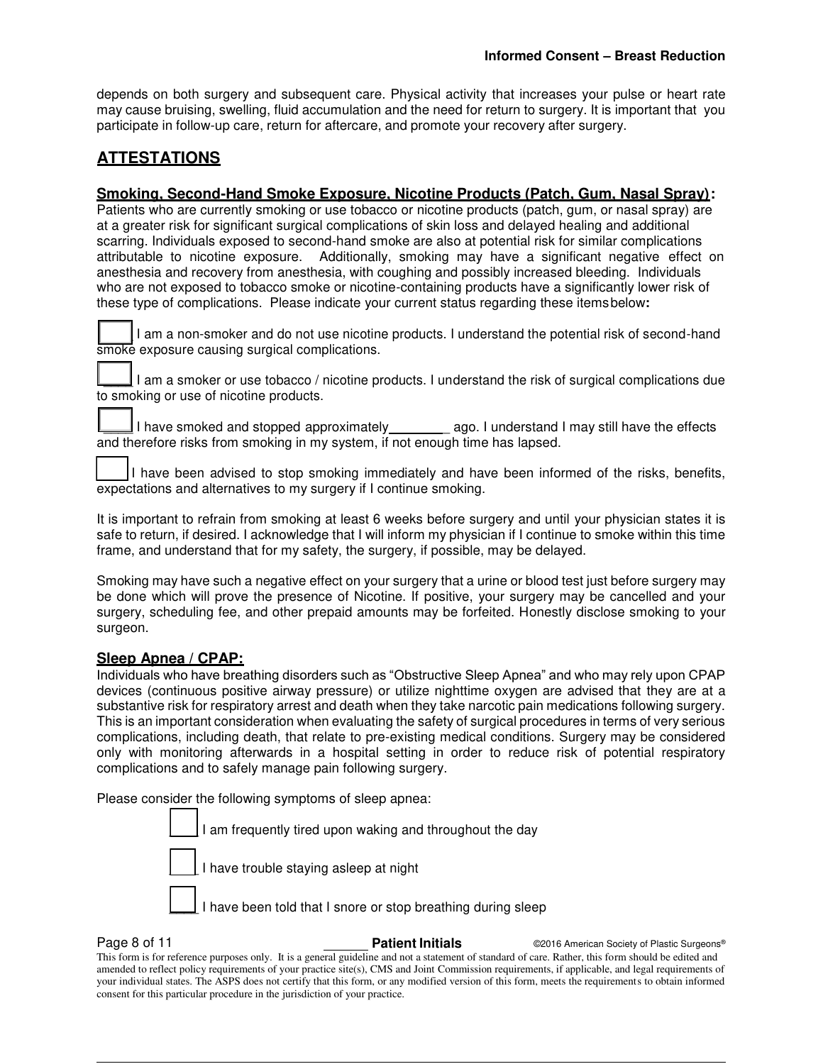depends on both surgery and subsequent care. Physical activity that increases your pulse or heart rate may cause bruising, swelling, fluid accumulation and the need for return to surgery. It is important that you participate in follow-up care, return for aftercare, and promote your recovery after surgery.

## ATTESTATIONS

### Smoking, Second-Hand Smoke Exposure, Nicotine Products (Patch, Gum, Nasal Spray):

Patients who are currently smoking or use tobacco or nicotine products (patch, gum, or nasal spray) are at a greater risk for significant surgical complications of skin loss and delayed healing and additional scarring. Individuals exposed to second-hand smoke are also at potential risk for similar complications attributable to nicotine exposure. Additionally, smoking may have a significant negative effect on anesthesia and recovery from anesthesia, with coughing and possibly increased bleeding. Individuals who are not exposed to tobacco smoke or nicotine-containing products have a significantly lower risk of these type of complications. Please indicate your current status regarding these items below:

☐ I am a non-smoker and do not use nicotine products. I understand the potential risk of second-hand smoke exposure causing surgical complications.

☐ I am a smoker or use tobacco / nicotine products. I understand the risk of surgical complications due to smoking or use of nicotine products.

☐ I have smoked and stopped approximately________ ago. I understand I may still have the effects and therefore risks from smoking in my system, if not enough time has lapsed.

☐ I have been advised to stop smoking immediately and have been informed of the risks, benefits, expectations and alternatives to my surgery if I continue smoking.

It is important to refrain from smoking at least 6 weeks before surgery and until your physician states it is safe to return, if desired. I acknowledge that I will inform my physician if I continue to smoke within this time frame, and understand that for my safety, the surgery, if possible, may be delayed.

Smoking may have such a negative effect on your surgery that a urine or blood test just before surgery may be done which will prove the presence of Nicotine. If positive, your surgery may be cancelled and your surgery, scheduling fee, and other prepaid amounts may be forfeited. Honestly disclose smoking to your surgeon.

### Sleep Apnea / CPAP:

Individuals who have breathing disorders such as "Obstructive Sleep Apnea" and who may rely upon CPAP devices (continuous positive airway pressure) or utilize nighttime oxygen are advised that they are at a substantive risk for respiratory arrest and death when they take narcotic pain medications following surgery. This is an important consideration when evaluating the safety of surgical procedures in terms of very serious complications, including death, that relate to pre-existing medical conditions. Surgery may be considered only with monitoring afterwards in a hospital setting in order to reduce risk of potential respiratory complications and to safely manage pain following surgery.

Please consider the following symptoms of sleep apnea:

☐ I am frequently tired upon waking and throughout the day

☐ I have trouble staying asleep at night

☐ I have been told that I snore or stop breathing during sleep

______ **Patient Initials**

This form is for reference purposes only. It is a general guideline and not a statement of standard of care. Rather, this form should be edited and amended to reflect policy requirements of your practice site(s), CMS and Joint Commission requirements, if applicable, and legal requirements of your individual states. The ASPS does not certify that this form, or any modified version of this form, meets the requirements to obtain informed consent for this particular procedure in the jurisdiction of your practice.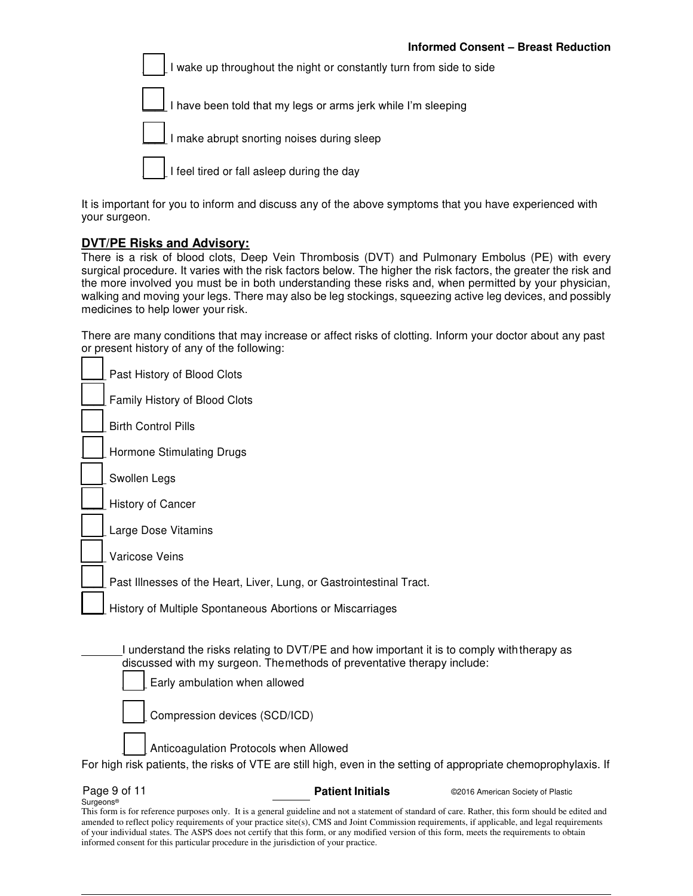☐ I wake up throughout the night or constantly turn from side to side

☐ I have been told that my legs or arms jerk while I'm sleeping

☐ I make abrupt snorting noises during sleep

☐ I feel tired or fall asleep during the day

It is important for you to inform and discuss any of the above symptoms that you have experienced with your surgeon.

**DVT/PE Risks and Advisory:**

There is a risk of blood clots, Deep Vein Thrombosis (DVT) and Pulmonary Embolus (PE) with every surgical procedure. It varies with the risk factors below. The higher the risk factors, the greater the risk and the more involved you must be in both understanding these risks and, when permitted by your physician, walking and moving your legs. There may also be leg stockings, squeezing active leg devices, and possibly medicines to help lower your risk.

There are many conditions that may increase or affect risks of clotting. Inform your doctor about any past or present history of any of the following:

☐ Past History of Blood Clots

☐ Family History of Blood Clots

☐ Birth Control Pills

☐ Hormone Stimulating Drugs

☐ Swollen Legs

☐ History of Cancer

☐ Large Dose Vitamins

☐ Varicose Veins

☐ Past Illnesses of the Heart, Liver, Lung, or Gastrointestinal Tract.

☐ History of Multiple Spontaneous Abortions or Miscarriages

_______ I understand the risks relating to DVT/PE and how important it is to comply with therapy as discussed with my surgeon. The methods of preventative therapy include:

☐ Early ambulation when allowed

☐ Compression devices (SCD/ICD)

☐ Anticoagulation Protocols when Allowed

For high risk patients, the risks of VTE are still high, even in the setting of appropriate chemoprophylaxis. If

_______ **Patient Initials**

This form is for reference purposes only. It is a general guideline and not a statement of standard of care. Rather, this form should be edited and amended to reflect policy requirements of your practice site(s), CMS and Joint Commission requirements, if applicable, and legal requirements of your individual states. The ASPS does not certify that this form, or any modified version of this form, meets the requirements to obtain informed consent for this particular procedure in the jurisdiction of your practice.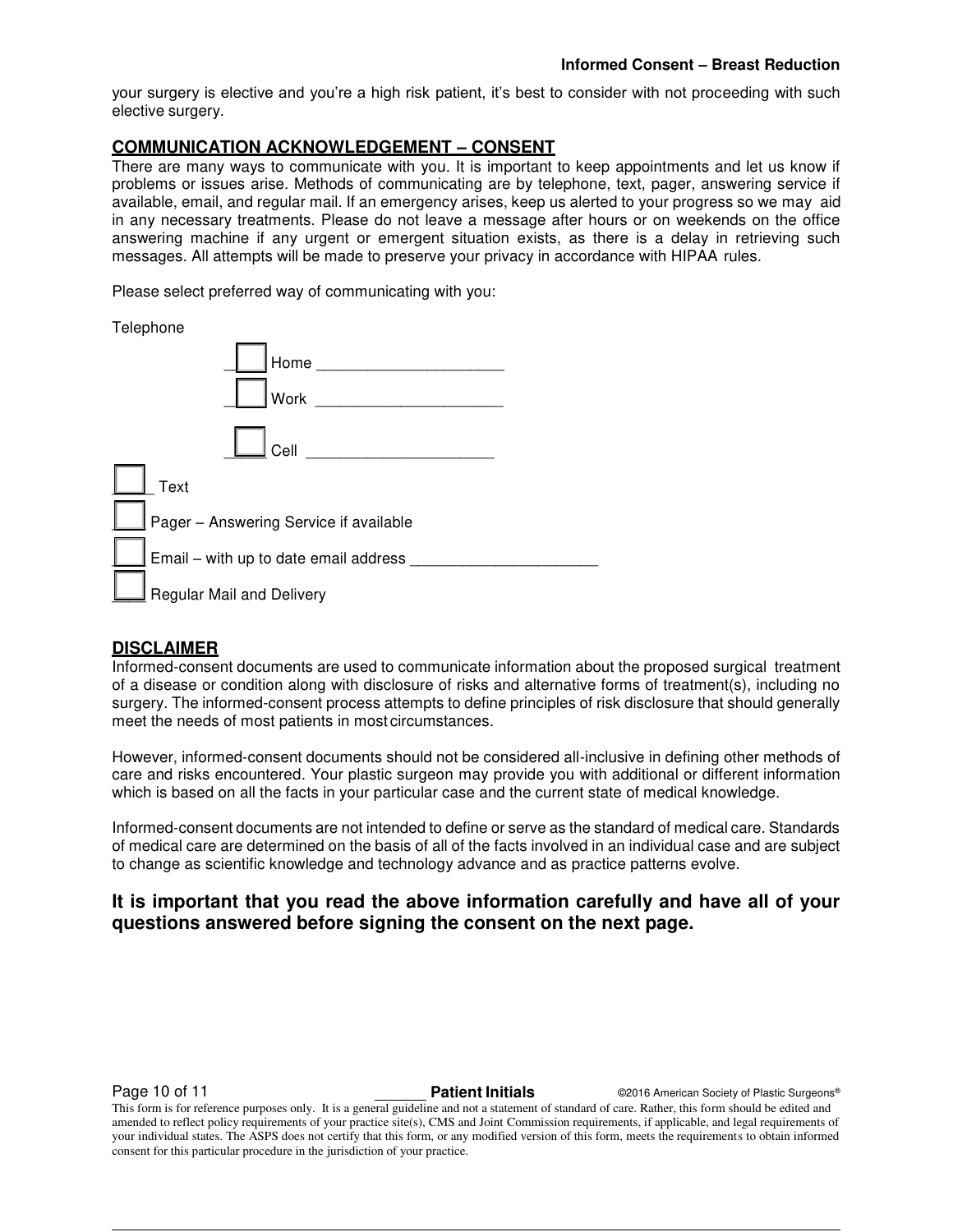your surgery is elective and you're a high risk patient, it's best to consider with not proceeding with such elective surgery.

## COMMUNICATION ACKNOWLEDGEMENT – CONSENT

There are many ways to communicate with you. It is important to keep appointments and let us know if problems or issues arise. Methods of communicating are by telephone, text, pager, answering service if available, email, and regular mail. If an emergency arises, keep us alerted to your progress so we may aid in any necessary treatments. Please do not leave a message after hours or on weekends on the office answering machine if any urgent or emergent situation exists, as there is a delay in retrieving such messages. All attempts will be made to preserve your privacy in accordance with HIPAA rules.

Please select preferred way of communicating with you:

Telephone

- ☐ Home ______________________
- ☐ Work ______________________
- ☐ Cell ______________________

☐ Text

☐ Pager – Answering Service if available

☐ Email – with up to date email address ______________________

☐ Regular Mail and Delivery

## DISCLAIMER

Informed-consent documents are used to communicate information about the proposed surgical treatment of a disease or condition along with disclosure of risks and alternative forms of treatment(s), including no surgery. The informed-consent process attempts to define principles of risk disclosure that should generally meet the needs of most patients in most circumstances.

However, informed-consent documents should not be considered all-inclusive in defining other methods of care and risks encountered. Your plastic surgeon may provide you with additional or different information which is based on all the facts in your particular case and the current state of medical knowledge.

Informed-consent documents are not intended to define or serve as the standard of medical care. Standards of medical care are determined on the basis of all of the facts involved in an individual case and are subject to change as scientific knowledge and technology advance and as practice patterns evolve.

**It is important that you read the above information carefully and have all of your questions answered before signing the consent on the next page.**

______ **Patient Initials**

This form is for reference purposes only. It is a general guideline and not a statement of standard of care. Rather, this form should be edited and amended to reflect policy requirements of your practice site(s), CMS and Joint Commission requirements, if applicable, and legal requirements of your individual states. The ASPS does not certify that this form, or any modified version of this form, meets the requirements to obtain informed consent for this particular procedure in the jurisdiction of your practice.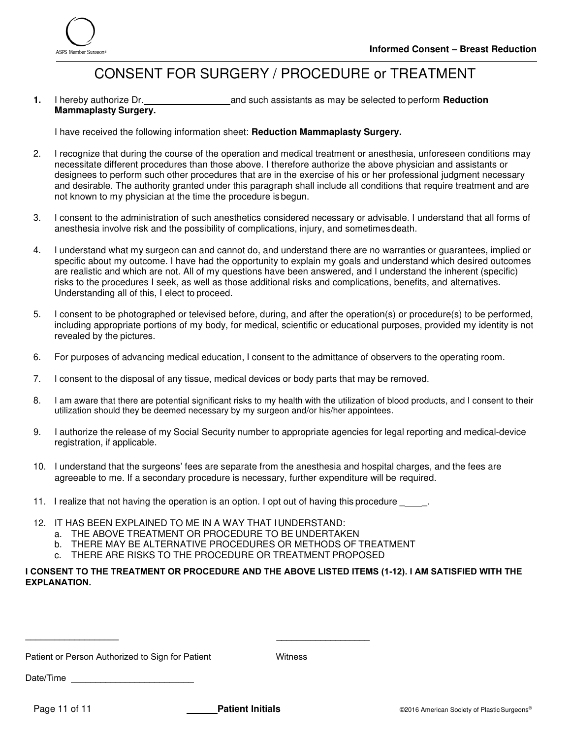# CONSENT FOR SURGERY / PROCEDURE or TREATMENT

**1.** I hereby authorize Dr.________________ and such assistants as may be selected to perform **Reduction Mammaplasty Surgery.**

I have received the following information sheet: **Reduction Mammaplasty Surgery.**

2. I recognize that during the course of the operation and medical treatment or anesthesia, unforeseen conditions may necessitate different procedures than those above. I therefore authorize the above physician and assistants or designees to perform such other procedures that are in the exercise of his or her professional judgment necessary and desirable. The authority granted under this paragraph shall include all conditions that require treatment and are not known to my physician at the time the procedure is begun.

3. I consent to the administration of such anesthetics considered necessary or advisable. I understand that all forms of anesthesia involve risk and the possibility of complications, injury, and sometimes death.

4. I understand what my surgeon can and cannot do, and understand there are no warranties or guarantees, implied or specific about my outcome. I have had the opportunity to explain my goals and understand which desired outcomes are realistic and which are not. All of my questions have been answered, and I understand the inherent (specific) risks to the procedures I seek, as well as those additional risks and complications, benefits, and alternatives. Understanding all of this, I elect to proceed.

5. I consent to be photographed or televised before, during, and after the operation(s) or procedure(s) to be performed, including appropriate portions of my body, for medical, scientific or educational purposes, provided my identity is not revealed by the pictures.

6. For purposes of advancing medical education, I consent to the admittance of observers to the operating room.

7. I consent to the disposal of any tissue, medical devices or body parts that may be removed.

8. I am aware that there are potential significant risks to my health with the utilization of blood products, and I consent to their utilization should they be deemed necessary by my surgeon and/or his/her appointees.

9. I authorize the release of my Social Security number to appropriate agencies for legal reporting and medical-device registration, if applicable.

10. I understand that the surgeons' fees are separate from the anesthesia and hospital charges, and the fees are agreeable to me. If a secondary procedure is necessary, further expenditure will be required.

11. I realize that not having the operation is an option. I opt out of having this procedure _____.

12. IT HAS BEEN EXPLAINED TO ME IN A WAY THAT I UNDERSTAND:
    a. THE ABOVE TREATMENT OR PROCEDURE TO BE UNDERTAKEN
    b. THERE MAY BE ALTERNATIVE PROCEDURES OR METHODS OF TREATMENT
    c. THERE ARE RISKS TO THE PROCEDURE OR TREATMENT PROPOSED

**I CONSENT TO THE TREATMENT OR PROCEDURE AND THE ABOVE LISTED ITEMS (1-12). I AM SATISFIED WITH THE EXPLANATION.**

___________________ &nbsp;&nbsp;&nbsp;&nbsp;&nbsp;&nbsp;&nbsp;&nbsp; ___________________

Patient or Person Authorized to Sign for Patient &nbsp;&nbsp;&nbsp;&nbsp; Witness

Date/Time _________________________

______ **Patient Initials**